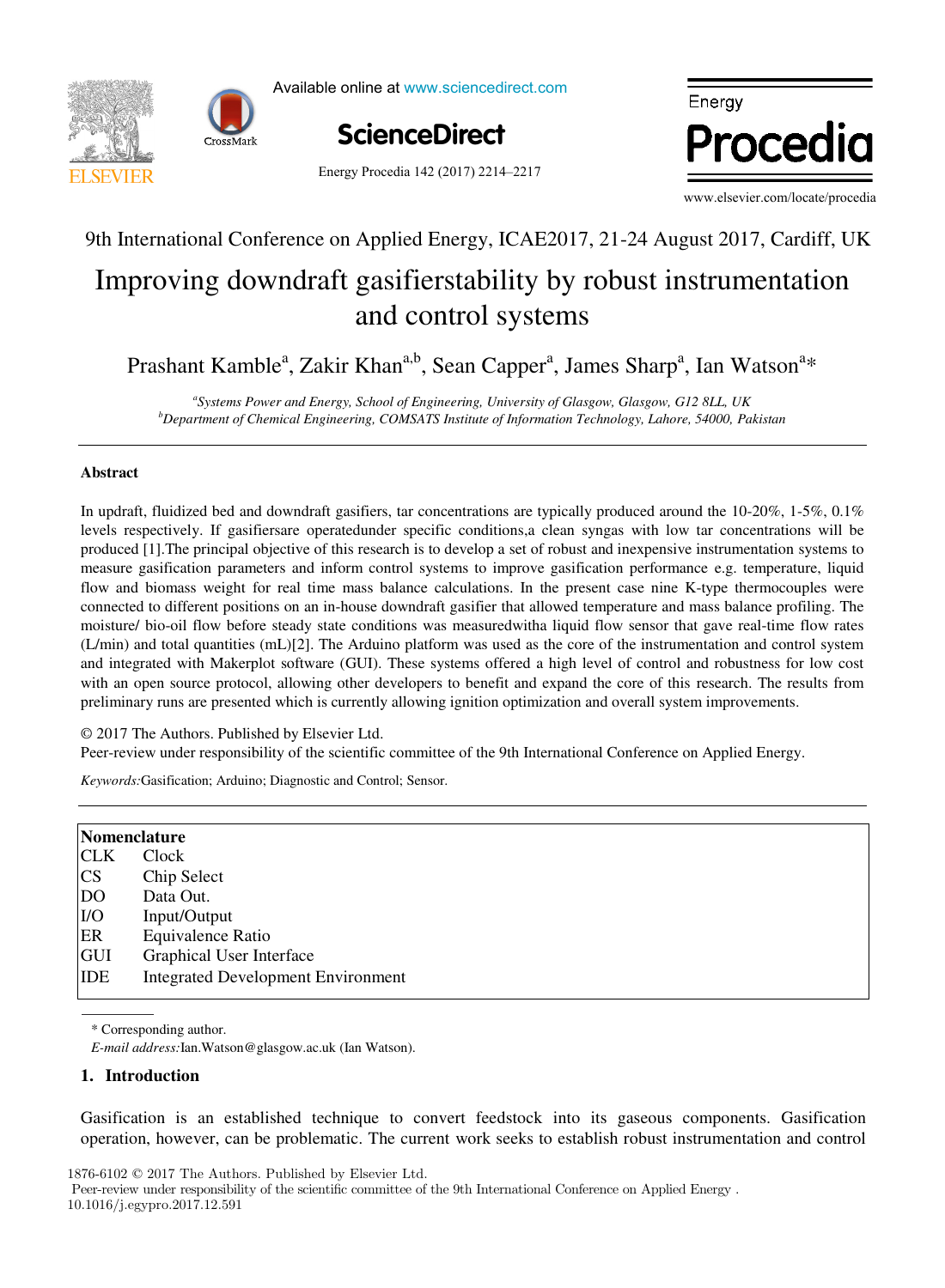9th International Conference on Applied Energy, ICAE2017, 21-24 August 2017, Cardiff, UK

# Improving downdraft gasifierstability by robust instrumentation and control systems

Prashant Kamble[a], Zakir Khan[a,b], Sean Capper[a], James Sharp[a], Ian Watson[a]*

[a]*Systems Power and Energy, School of Engineering, University of Glasgow, Glasgow, G12 8LL, UK*
[b]*Department of Chemical Engineering, COMSATS Institute of Information Technology, Lahore, 54000, Pakistan*

## Abstract

In updraft, fluidized bed and downdraft gasifiers, tar concentrations are typically produced around the 10-20%, 1-5%, 0.1% levels respectively. If gasifiersare operatedunder specific conditions,a clean syngas with low tar concentrations will be produced [1].The principal objective of this research is to develop a set of robust and inexpensive instrumentation systems to measure gasification parameters and inform control systems to improve gasification performance e.g. temperature, liquid flow and biomass weight for real time mass balance calculations. In the present case nine K-type thermocouples were connected to different positions on an in-house downdraft gasifier that allowed temperature and mass balance profiling. The moisture/ bio-oil flow before steady state conditions was measuredwitha liquid flow sensor that gave real-time flow rates (L/min) and total quantities (mL)[2]. The Arduino platform was used as the core of the instrumentation and control system and integrated with Makerplot software (GUI). These systems offered a high level of control and robustness for low cost with an open source protocol, allowing other developers to benefit and expand the core of this research. The results from preliminary runs are presented which is currently allowing ignition optimization and overall system improvements.

© 2017 The Authors. Published by Elsevier Ltd.
Peer-review under responsibility of the scientific committee of the 9th International Conference on Applied Energy.

*Keywords:*Gasification; Arduino; Diagnostic and Control; Sensor.

| **Nomenclature** | |
|---|---|
| CLK | Clock |
| CS | Chip Select |
| DO | Data Out. |
| I/O | Input/Output |
| ER | Equivalence Ratio |
| GUI | Graphical User Interface |
| IDE | Integrated Development Environment |

\* Corresponding author.
*E-mail address:*Ian.Watson@glasgow.ac.uk (Ian Watson).

## 1. Introduction

Gasification is an established technique to convert feedstock into its gaseous components. Gasification operation, however, can be problematic. The current work seeks to establish robust instrumentation and control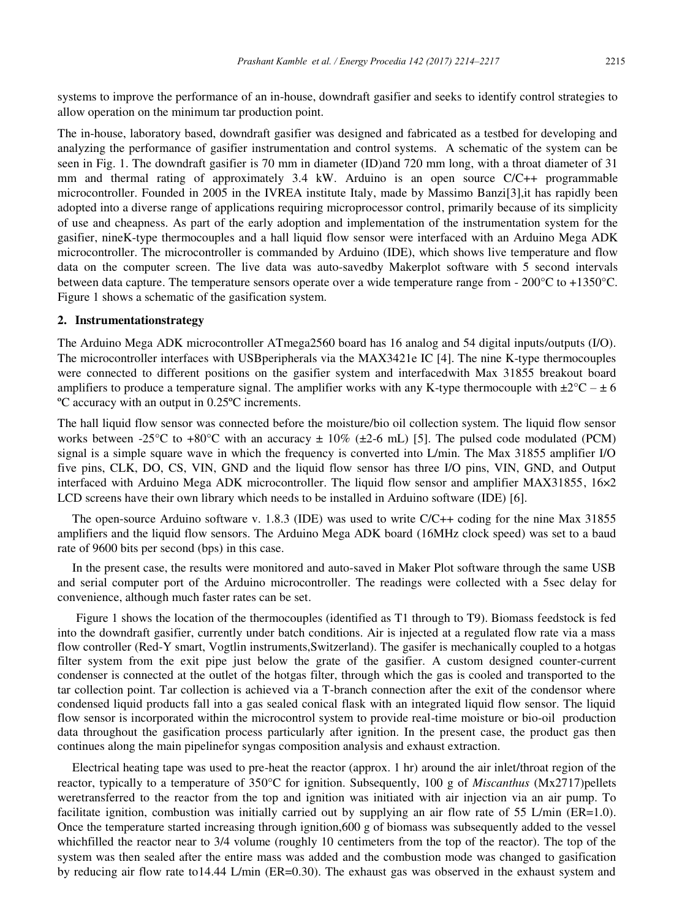systems to improve the performance of an in-house, downdraft gasifier and seeks to identify control strategies to allow operation on the minimum tar production point.

The in-house, laboratory based, downdraft gasifier was designed and fabricated as a testbed for developing and analyzing the performance of gasifier instrumentation and control systems. A schematic of the system can be seen in Fig. 1. The downdraft gasifier is 70 mm in diameter (ID)and 720 mm long, with a throat diameter of 31 mm and thermal rating of approximately 3.4 kW. Arduino is an open source C/C++ programmable microcontroller. Founded in 2005 in the IVREA institute Italy, made by Massimo Banzi[3],it has rapidly been adopted into a diverse range of applications requiring microprocessor control, primarily because of its simplicity of use and cheapness. As part of the early adoption and implementation of the instrumentation system for the gasifier, nineK-type thermocouples and a hall liquid flow sensor were interfaced with an Arduino Mega ADK microcontroller. The microcontroller is commanded by Arduino (IDE), which shows live temperature and flow data on the computer screen. The live data was auto-savedby Makerplot software with 5 second intervals between data capture. The temperature sensors operate over a wide temperature range from - 200°C to +1350°C. Figure 1 shows a schematic of the gasification system.

## 2. Instrumentationstrategy

The Arduino Mega ADK microcontroller ATmega2560 board has 16 analog and 54 digital inputs/outputs (I/O). The microcontroller interfaces with USBperipherals via the MAX3421e IC [4]. The nine K-type thermocouples were connected to different positions on the gasifier system and interfacedwith Max 31855 breakout board amplifiers to produce a temperature signal. The amplifier works with any K-type thermocouple with ±2°C – ± 6 ºC accuracy with an output in 0.25ºC increments.

The hall liquid flow sensor was connected before the moisture/bio oil collection system. The liquid flow sensor works between -25°C to +80°C with an accuracy ± 10% (±2-6 mL) [5]. The pulsed code modulated (PCM) signal is a simple square wave in which the frequency is converted into L/min. The Max 31855 amplifier I/O five pins, CLK, DO, CS, VIN, GND and the liquid flow sensor has three I/O pins, VIN, GND, and Output interfaced with Arduino Mega ADK microcontroller. The liquid flow sensor and amplifier MAX31855, 16×2 LCD screens have their own library which needs to be installed in Arduino software (IDE) [6].

The open-source Arduino software v. 1.8.3 (IDE) was used to write C/C++ coding for the nine Max 31855 amplifiers and the liquid flow sensors. The Arduino Mega ADK board (16MHz clock speed) was set to a baud rate of 9600 bits per second (bps) in this case.

In the present case, the results were monitored and auto-saved in Maker Plot software through the same USB and serial computer port of the Arduino microcontroller. The readings were collected with a 5sec delay for convenience, although much faster rates can be set.

Figure 1 shows the location of the thermocouples (identified as T1 through to T9). Biomass feedstock is fed into the downdraft gasifier, currently under batch conditions. Air is injected at a regulated flow rate via a mass flow controller (Red-Y smart, Vogtlin instruments,Switzerland). The gasifer is mechanically coupled to a hotgas filter system from the exit pipe just below the grate of the gasifier. A custom designed counter-current condenser is connected at the outlet of the hotgas filter, through which the gas is cooled and transported to the tar collection point. Tar collection is achieved via a T-branch connection after the exit of the condensor where condensed liquid products fall into a gas sealed conical flask with an integrated liquid flow sensor. The liquid flow sensor is incorporated within the microcontrol system to provide real-time moisture or bio-oil production data throughout the gasification process particularly after ignition. In the present case, the product gas then continues along the main pipelinefor syngas composition analysis and exhaust extraction.

Electrical heating tape was used to pre-heat the reactor (approx. 1 hr) around the air inlet/throat region of the reactor, typically to a temperature of 350°C for ignition. Subsequently, 100 g of *Miscanthus* (Mx2717)pellets weretransferred to the reactor from the top and ignition was initiated with air injection via an air pump. To facilitate ignition, combustion was initially carried out by supplying an air flow rate of 55 L/min (ER=1.0). Once the temperature started increasing through ignition,600 g of biomass was subsequently added to the vessel whichfilled the reactor near to 3/4 volume (roughly 10 centimeters from the top of the reactor). The top of the system was then sealed after the entire mass was added and the combustion mode was changed to gasification by reducing air flow rate to14.44 L/min (ER=0.30). The exhaust gas was observed in the exhaust system and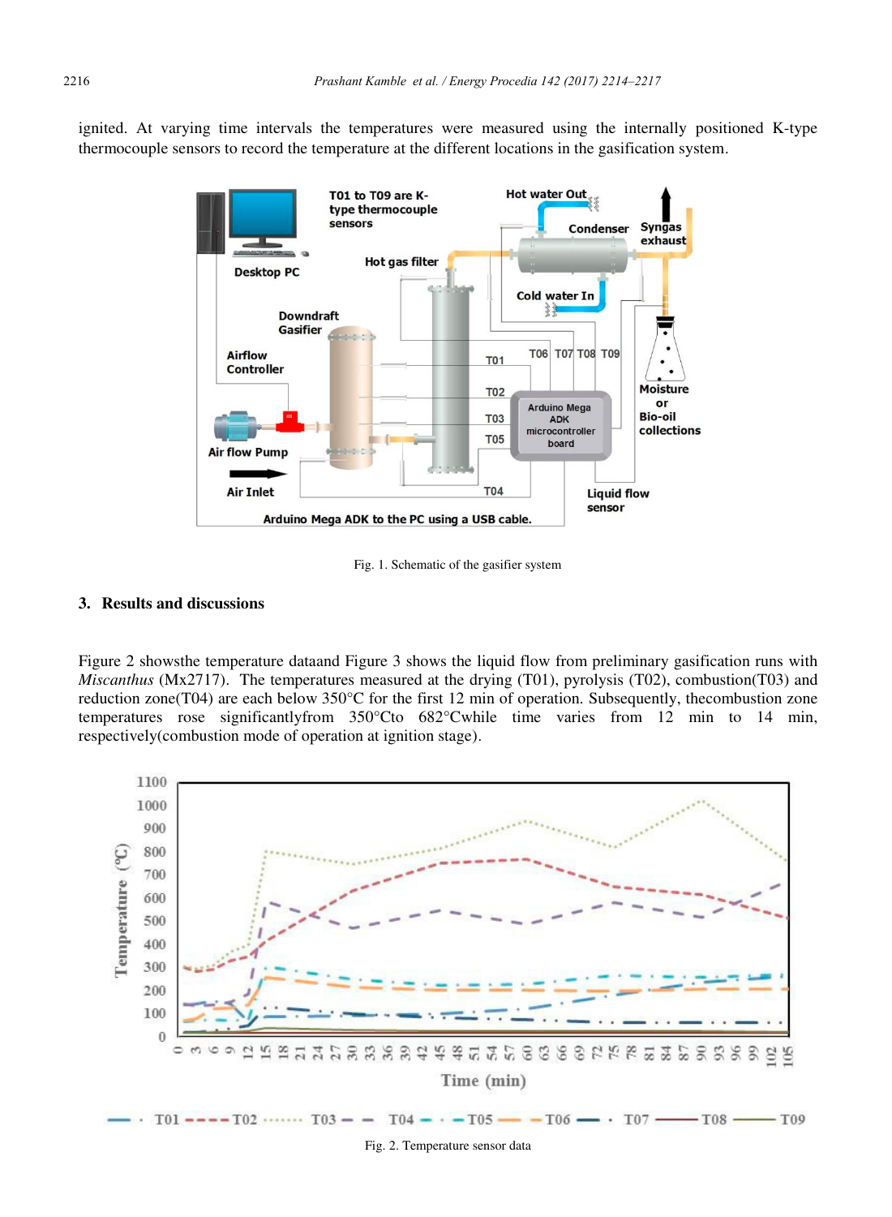ignited. At varying time intervals the temperatures were measured using the internally positioned K-type thermocouple sensors to record the temperature at the different locations in the gasification system.

Fig. 1. Schematic of the gasifier system

## 3. Results and discussions

Figure 2 showsthe temperature dataand Figure 3 shows the liquid flow from preliminary gasification runs with *Miscanthus* (Mx2717). The temperatures measured at the drying (T01), pyrolysis (T02), combustion(T03) and reduction zone(T04) are each below 350°C for the first 12 min of operation. Subsequently, thecombustion zone temperatures rose significantlyfrom 350°Cto 682°Cwhile time varies from 12 min to 14 min, respectively(combustion mode of operation at ignition stage).

Fig. 2. Temperature sensor data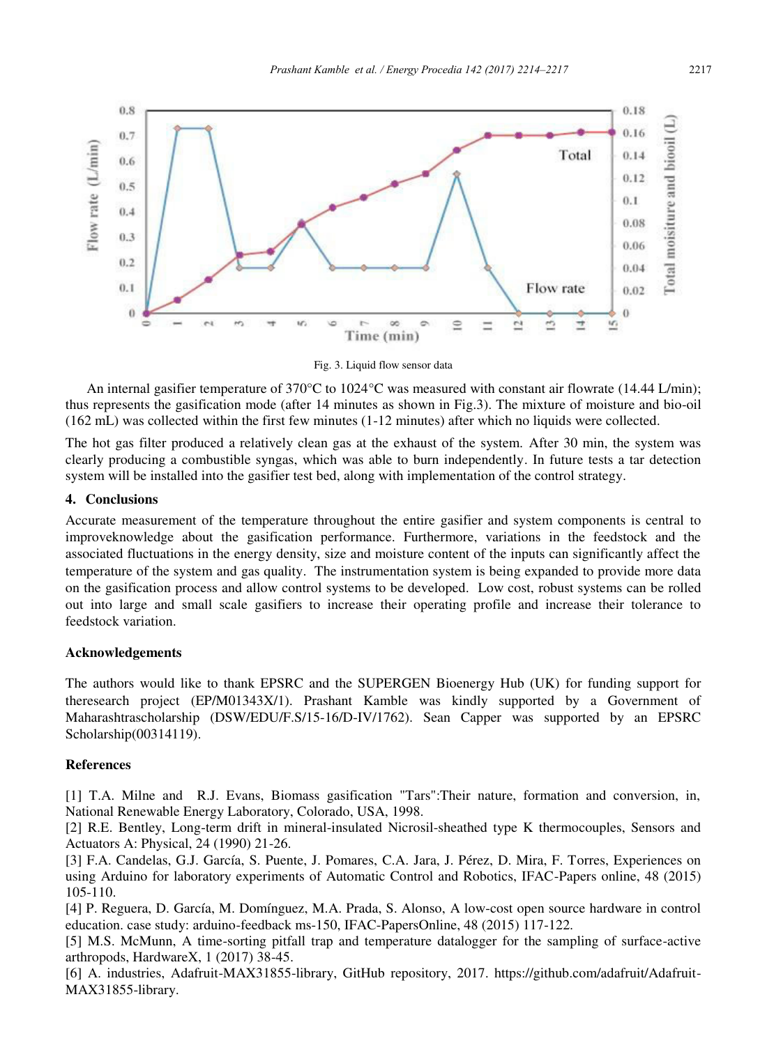0.8
0.7
0.6
0.5
0.4
0.3
0.2
0.1
0

Flow rate (L/min)

0.18
0.16
0.14
0.12
0.1
0.08
0.06
0.04
0.02
0

Total moisiture and biooil (L)

Total

Flow rate

0 1 2 3 4 5 6 7 8 9 10 11 12 13 14 15

Time (min)

Fig. 3. Liquid flow sensor data

An internal gasifier temperature of 370°C to 1024°C was measured with constant air flowrate (14.44 L/min); thus represents the gasification mode (after 14 minutes as shown in Fig.3). The mixture of moisture and bio-oil (162 mL) was collected within the first few minutes (1-12 minutes) after which no liquids were collected.

The hot gas filter produced a relatively clean gas at the exhaust of the system. After 30 min, the system was clearly producing a combustible syngas, which was able to burn independently. In future tests a tar detection system will be installed into the gasifier test bed, along with implementation of the control strategy.

## 4. Conclusions

Accurate measurement of the temperature throughout the entire gasifier and system components is central to improveknowledge about the gasification performance. Furthermore, variations in the feedstock and the associated fluctuations in the energy density, size and moisture content of the inputs can significantly affect the temperature of the system and gas quality. The instrumentation system is being expanded to provide more data on the gasification process and allow control systems to be developed. Low cost, robust systems can be rolled out into large and small scale gasifiers to increase their operating profile and increase their tolerance to feedstock variation.

## Acknowledgements

The authors would like to thank EPSRC and the SUPERGEN Bioenergy Hub (UK) for funding support for theresearch project (EP/M01343X/1). Prashant Kamble was kindly supported by a Government of Maharashtrascholarship (DSW/EDU/F.S/15-16/D-IV/1762). Sean Capper was supported by an EPSRC Scholarship(00314119).

## References

[1] T.A. Milne and R.J. Evans, Biomass gasification "Tars":Their nature, formation and conversion, in, National Renewable Energy Laboratory, Colorado, USA, 1998.
[2] R.E. Bentley, Long-term drift in mineral-insulated Nicrosil-sheathed type K thermocouples, Sensors and Actuators A: Physical, 24 (1990) 21-26.
[3] F.A. Candelas, G.J. García, S. Puente, J. Pomares, C.A. Jara, J. Pérez, D. Mira, F. Torres, Experiences on using Arduino for laboratory experiments of Automatic Control and Robotics, IFAC-Papers online, 48 (2015) 105-110.
[4] P. Reguera, D. García, M. Domínguez, M.A. Prada, S. Alonso, A low-cost open source hardware in control education. case study: arduino-feedback ms-150, IFAC-PapersOnline, 48 (2015) 117-122.
[5] M.S. McMunn, A time-sorting pitfall trap and temperature datalogger for the sampling of surface-active arthropods, HardwareX, 1 (2017) 38-45.
[6] A. industries, Adafruit-MAX31855-library, GitHub repository, 2017. https://github.com/adafruit/Adafruit-MAX31855-library.